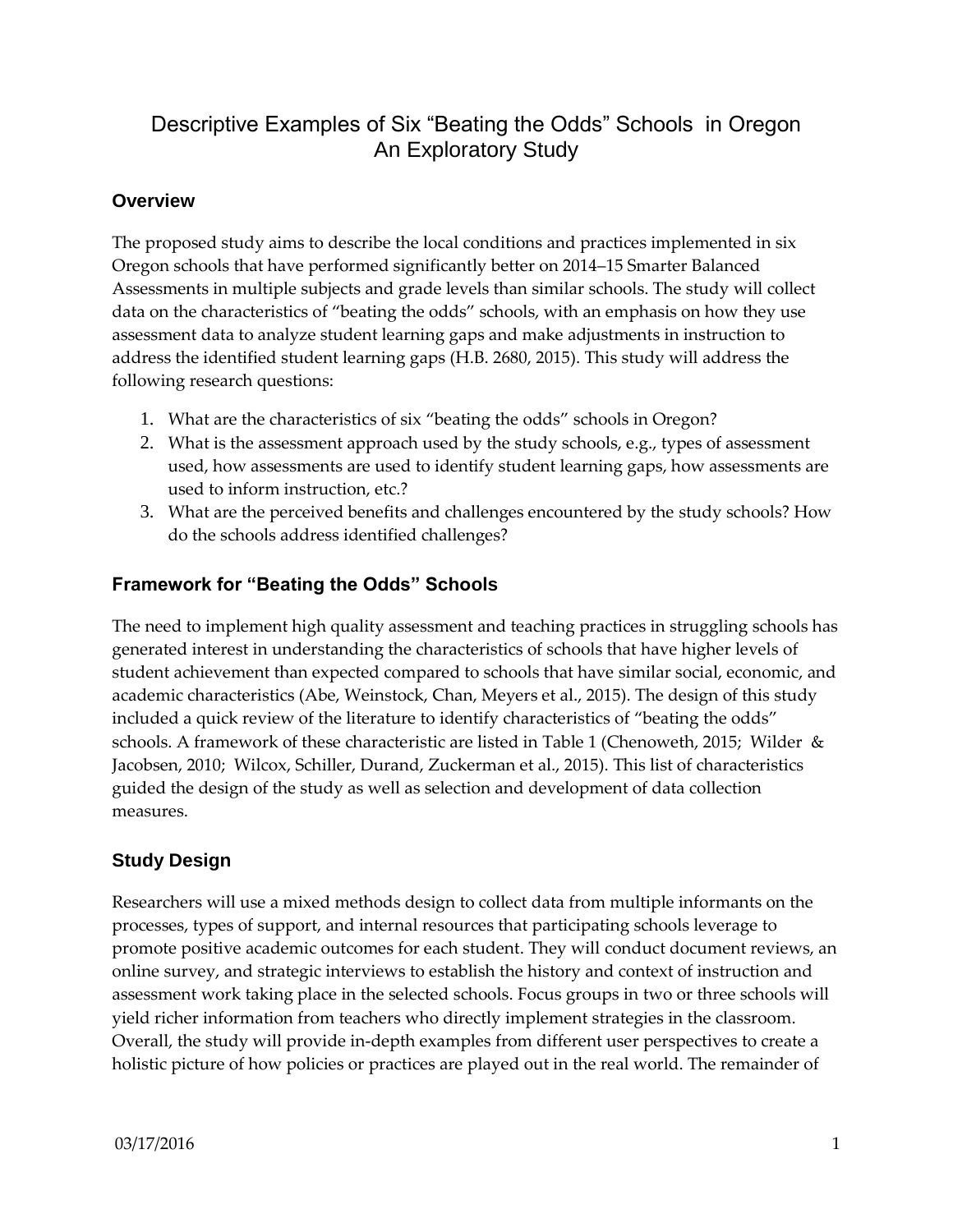# Descriptive Examples of Six "Beating the Odds" Schools in Oregon
# An Exploratory Study

## Overview

The proposed study aims to describe the local conditions and practices implemented in six Oregon schools that have performed significantly better on 2014–15 Smarter Balanced Assessments in multiple subjects and grade levels than similar schools. The study will collect data on the characteristics of "beating the odds" schools, with an emphasis on how they use assessment data to analyze student learning gaps and make adjustments in instruction to address the identified student learning gaps (H.B. 2680, 2015). This study will address the following research questions:

1. What are the characteristics of six "beating the odds" schools in Oregon?
2. What is the assessment approach used by the study schools, e.g., types of assessment used, how assessments are used to identify student learning gaps, how assessments are used to inform instruction, etc.?
3. What are the perceived benefits and challenges encountered by the study schools? How do the schools address identified challenges?

## Framework for "Beating the Odds" Schools

The need to implement high quality assessment and teaching practices in struggling schools has generated interest in understanding the characteristics of schools that have higher levels of student achievement than expected compared to schools that have similar social, economic, and academic characteristics (Abe, Weinstock, Chan, Meyers et al., 2015). The design of this study included a quick review of the literature to identify characteristics of "beating the odds" schools. A framework of these characteristic are listed in Table 1 (Chenoweth, 2015; Wilder & Jacobsen, 2010; Wilcox, Schiller, Durand, Zuckerman et al., 2015). This list of characteristics guided the design of the study as well as selection and development of data collection measures.

## Study Design

Researchers will use a mixed methods design to collect data from multiple informants on the processes, types of support, and internal resources that participating schools leverage to promote positive academic outcomes for each student. They will conduct document reviews, an online survey, and strategic interviews to establish the history and context of instruction and assessment work taking place in the selected schools. Focus groups in two or three schools will yield richer information from teachers who directly implement strategies in the classroom. Overall, the study will provide in-depth examples from different user perspectives to create a holistic picture of how policies or practices are played out in the real world. The remainder of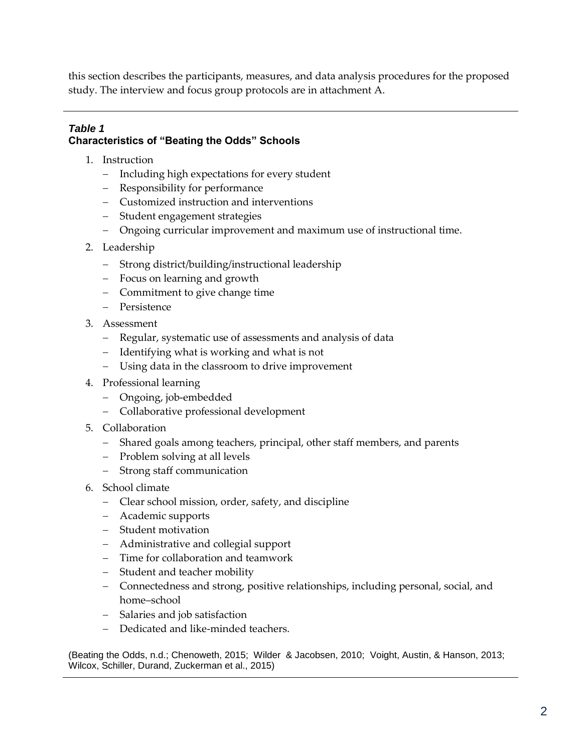this section describes the participants, measures, and data analysis procedures for the proposed study. The interview and focus group protocols are in attachment A.

***Table 1***
**Characteristics of "Beating the Odds" Schools**

1. Instruction
   - Including high expectations for every student
   - Responsibility for performance
   - Customized instruction and interventions
   - Student engagement strategies
   - Ongoing curricular improvement and maximum use of instructional time.
2. Leadership
   - Strong district/building/instructional leadership
   - Focus on learning and growth
   - Commitment to give change time
   - Persistence
3. Assessment
   - Regular, systematic use of assessments and analysis of data
   - Identifying what is working and what is not
   - Using data in the classroom to drive improvement
4. Professional learning
   - Ongoing, job-embedded
   - Collaborative professional development
5. Collaboration
   - Shared goals among teachers, principal, other staff members, and parents
   - Problem solving at all levels
   - Strong staff communication
6. School climate
   - Clear school mission, order, safety, and discipline
   - Academic supports
   - Student motivation
   - Administrative and collegial support
   - Time for collaboration and teamwork
   - Student and teacher mobility
   - Connectedness and strong, positive relationships, including personal, social, and home–school
   - Salaries and job satisfaction
   - Dedicated and like-minded teachers.

(Beating the Odds, n.d.; Chenoweth, 2015; Wilder & Jacobsen, 2010; Voight, Austin, & Hanson, 2013; Wilcox, Schiller, Durand, Zuckerman et al., 2015)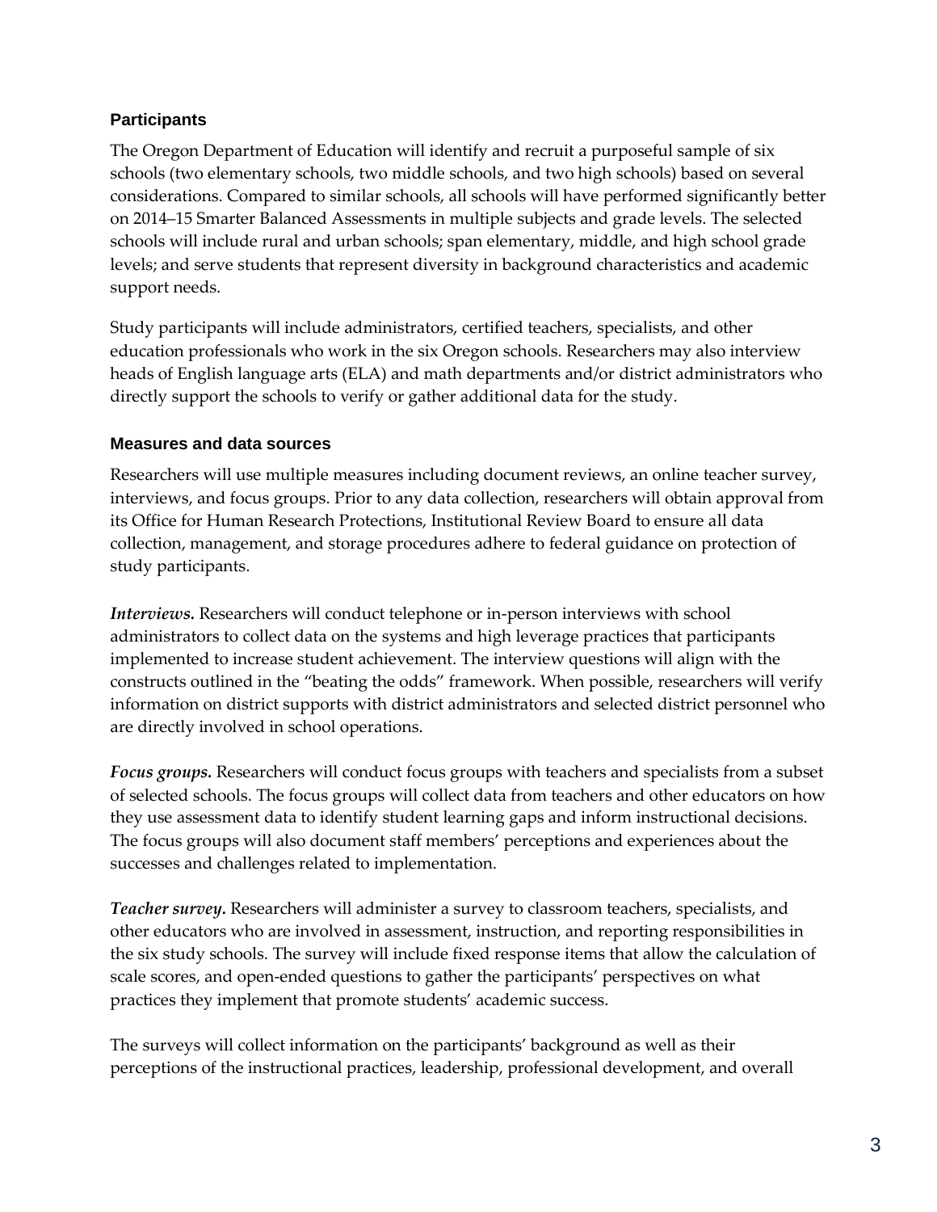### Participants

The Oregon Department of Education will identify and recruit a purposeful sample of six schools (two elementary schools, two middle schools, and two high schools) based on several considerations. Compared to similar schools, all schools will have performed significantly better on 2014–15 Smarter Balanced Assessments in multiple subjects and grade levels. The selected schools will include rural and urban schools; span elementary, middle, and high school grade levels; and serve students that represent diversity in background characteristics and academic support needs.

Study participants will include administrators, certified teachers, specialists, and other education professionals who work in the six Oregon schools. Researchers may also interview heads of English language arts (ELA) and math departments and/or district administrators who directly support the schools to verify or gather additional data for the study.

### Measures and data sources

Researchers will use multiple measures including document reviews, an online teacher survey, interviews, and focus groups. Prior to any data collection, researchers will obtain approval from its Office for Human Research Protections, Institutional Review Board to ensure all data collection, management, and storage procedures adhere to federal guidance on protection of study participants.

***Interviews.*** Researchers will conduct telephone or in-person interviews with school administrators to collect data on the systems and high leverage practices that participants implemented to increase student achievement. The interview questions will align with the constructs outlined in the "beating the odds" framework. When possible, researchers will verify information on district supports with district administrators and selected district personnel who are directly involved in school operations.

***Focus groups.*** Researchers will conduct focus groups with teachers and specialists from a subset of selected schools. The focus groups will collect data from teachers and other educators on how they use assessment data to identify student learning gaps and inform instructional decisions. The focus groups will also document staff members' perceptions and experiences about the successes and challenges related to implementation.

***Teacher survey.*** Researchers will administer a survey to classroom teachers, specialists, and other educators who are involved in assessment, instruction, and reporting responsibilities in the six study schools. The survey will include fixed response items that allow the calculation of scale scores, and open-ended questions to gather the participants' perspectives on what practices they implement that promote students' academic success.

The surveys will collect information on the participants' background as well as their perceptions of the instructional practices, leadership, professional development, and overall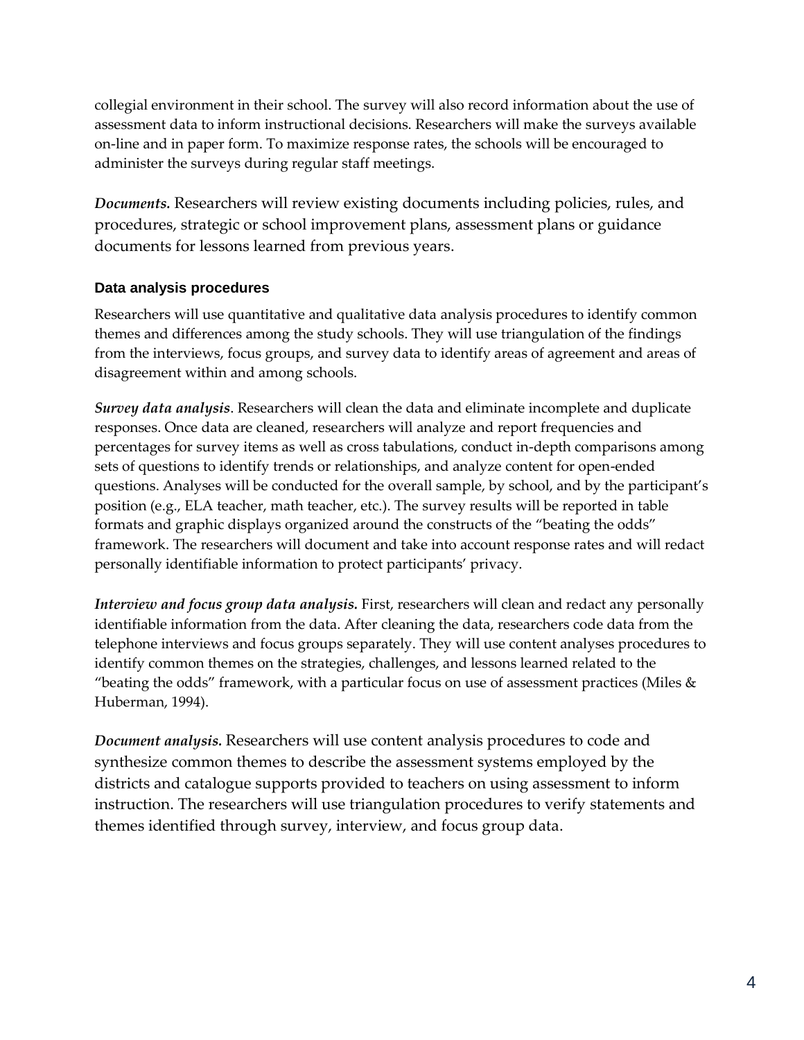collegial environment in their school. The survey will also record information about the use of assessment data to inform instructional decisions. Researchers will make the surveys available on-line and in paper form. To maximize response rates, the schools will be encouraged to administer the surveys during regular staff meetings.

***Documents.*** Researchers will review existing documents including policies, rules, and procedures, strategic or school improvement plans, assessment plans or guidance documents for lessons learned from previous years.

### Data analysis procedures

Researchers will use quantitative and qualitative data analysis procedures to identify common themes and differences among the study schools. They will use triangulation of the findings from the interviews, focus groups, and survey data to identify areas of agreement and areas of disagreement within and among schools.

***Survey data analysis***. Researchers will clean the data and eliminate incomplete and duplicate responses. Once data are cleaned, researchers will analyze and report frequencies and percentages for survey items as well as cross tabulations, conduct in-depth comparisons among sets of questions to identify trends or relationships, and analyze content for open-ended questions. Analyses will be conducted for the overall sample, by school, and by the participant's position (e.g., ELA teacher, math teacher, etc.). The survey results will be reported in table formats and graphic displays organized around the constructs of the "beating the odds" framework. The researchers will document and take into account response rates and will redact personally identifiable information to protect participants' privacy.

***Interview and focus group data analysis.*** First, researchers will clean and redact any personally identifiable information from the data. After cleaning the data, researchers code data from the telephone interviews and focus groups separately. They will use content analyses procedures to identify common themes on the strategies, challenges, and lessons learned related to the "beating the odds" framework, with a particular focus on use of assessment practices (Miles & Huberman, 1994).

***Document analysis.*** Researchers will use content analysis procedures to code and synthesize common themes to describe the assessment systems employed by the districts and catalogue supports provided to teachers on using assessment to inform instruction. The researchers will use triangulation procedures to verify statements and themes identified through survey, interview, and focus group data.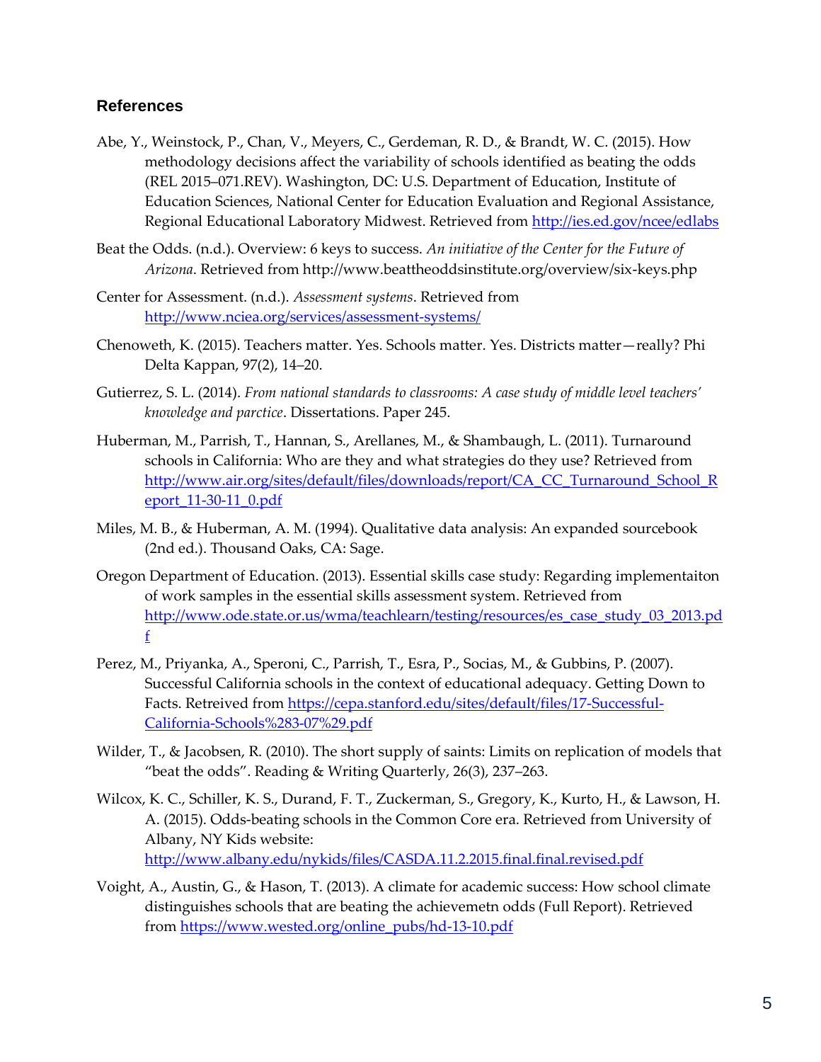## References

Abe, Y., Weinstock, P., Chan, V., Meyers, C., Gerdeman, R. D., & Brandt, W. C. (2015). How methodology decisions affect the variability of schools identified as beating the odds (REL 2015–071.REV). Washington, DC: U.S. Department of Education, Institute of Education Sciences, National Center for Education Evaluation and Regional Assistance, Regional Educational Laboratory Midwest. Retrieved from http://ies.ed.gov/ncee/edlabs

Beat the Odds. (n.d.). Overview: 6 keys to success. *An initiative of the Center for the Future of Arizona*. Retrieved from http://www.beattheoddsinstitute.org/overview/six-keys.php

Center for Assessment. (n.d.). *Assessment systems*. Retrieved from http://www.nciea.org/services/assessment-systems/

Chenoweth, K. (2015). Teachers matter. Yes. Schools matter. Yes. Districts matter—really? Phi Delta Kappan, 97(2), 14–20.

Gutierrez, S. L. (2014). *From national standards to classrooms: A case study of middle level teachers' knowledge and parctice*. Dissertations. Paper 245.

Huberman, M., Parrish, T., Hannan, S., Arellanes, M., & Shambaugh, L. (2011). Turnaround schools in California: Who are they and what strategies do they use? Retrieved from http://www.air.org/sites/default/files/downloads/report/CA_CC_Turnaround_School_Report_11-30-11_0.pdf

Miles, M. B., & Huberman, A. M. (1994). Qualitative data analysis: An expanded sourcebook (2nd ed.). Thousand Oaks, CA: Sage.

Oregon Department of Education. (2013). Essential skills case study: Regarding implementaiton of work samples in the essential skills assessment system. Retrieved from http://www.ode.state.or.us/wma/teachlearn/testing/resources/es_case_study_03_2013.pdf

Perez, M., Priyanka, A., Speroni, C., Parrish, T., Esra, P., Socias, M., & Gubbins, P. (2007). Successful California schools in the context of educational adequacy. Getting Down to Facts. Retreived from https://cepa.stanford.edu/sites/default/files/17-Successful-California-Schools%283-07%29.pdf

Wilder, T., & Jacobsen, R. (2010). The short supply of saints: Limits on replication of models that "beat the odds". Reading & Writing Quarterly, 26(3), 237–263.

Wilcox, K. C., Schiller, K. S., Durand, F. T., Zuckerman, S., Gregory, K., Kurto, H., & Lawson, H. A. (2015). Odds-beating schools in the Common Core era. Retrieved from University of Albany, NY Kids website: http://www.albany.edu/nykids/files/CASDA.11.2.2015.final.final.revised.pdf

Voight, A., Austin, G., & Hason, T. (2013). A climate for academic success: How school climate distinguishes schools that are beating the achievemetn odds (Full Report). Retrieved from https://www.wested.org/online_pubs/hd-13-10.pdf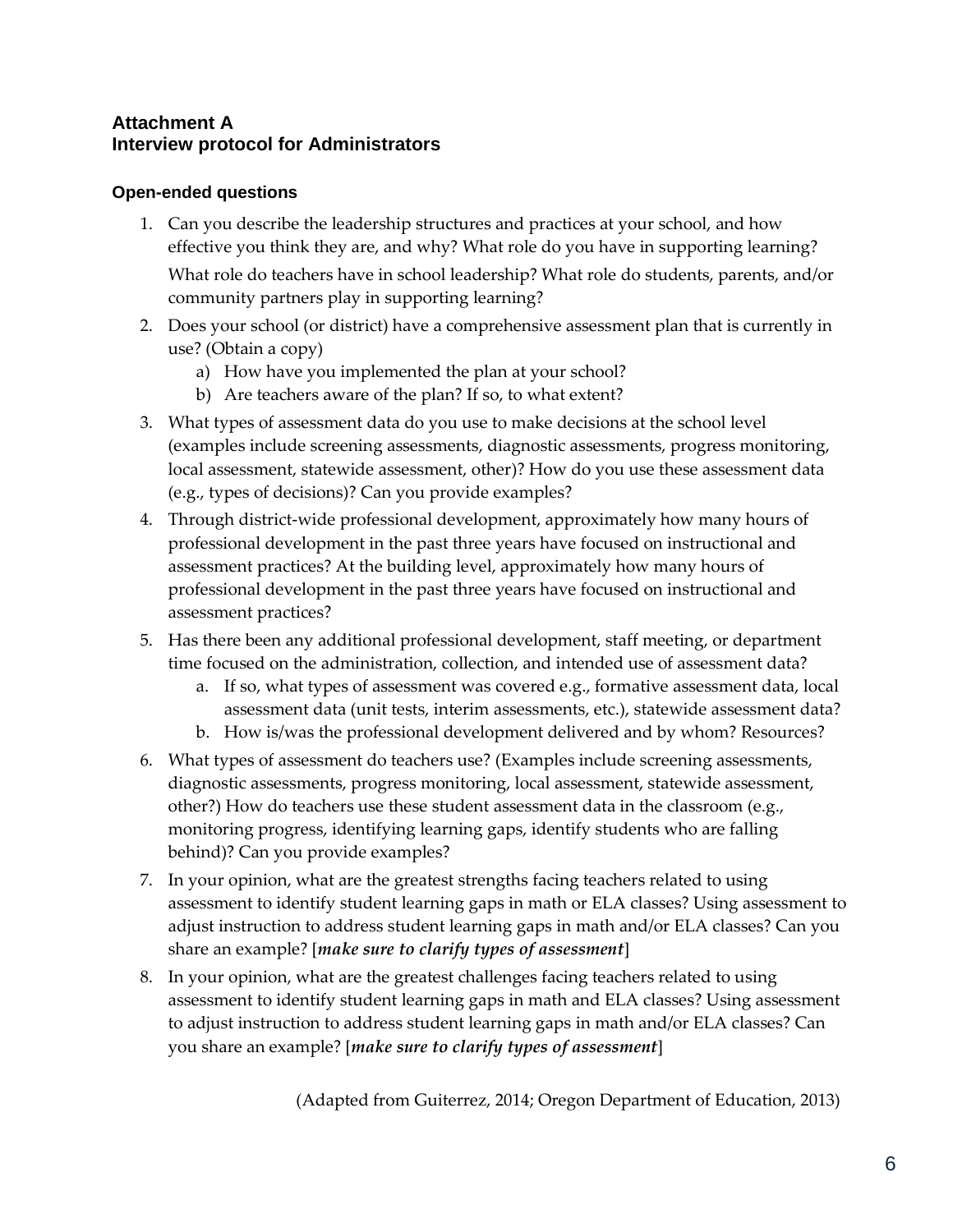# Attachment A
# Interview protocol for Administrators

### Open-ended questions

1. Can you describe the leadership structures and practices at your school, and how effective you think they are, and why? What role do you have in supporting learning?

   What role do teachers have in school leadership? What role do students, parents, and/or community partners play in supporting learning?

2. Does your school (or district) have a comprehensive assessment plan that is currently in use? (Obtain a copy)
   a) How have you implemented the plan at your school?
   b) Are teachers aware of the plan? If so, to what extent?

3. What types of assessment data do you use to make decisions at the school level (examples include screening assessments, diagnostic assessments, progress monitoring, local assessment, statewide assessment, other)? How do you use these assessment data (e.g., types of decisions)? Can you provide examples?

4. Through district-wide professional development, approximately how many hours of professional development in the past three years have focused on instructional and assessment practices? At the building level, approximately how many hours of professional development in the past three years have focused on instructional and assessment practices?

5. Has there been any additional professional development, staff meeting, or department time focused on the administration, collection, and intended use of assessment data?
   a. If so, what types of assessment was covered e.g., formative assessment data, local assessment data (unit tests, interim assessments, etc.), statewide assessment data?
   b. How is/was the professional development delivered and by whom? Resources?

6. What types of assessment do teachers use? (Examples include screening assessments, diagnostic assessments, progress monitoring, local assessment, statewide assessment, other?) How do teachers use these student assessment data in the classroom (e.g., monitoring progress, identifying learning gaps, identify students who are falling behind)? Can you provide examples?

7. In your opinion, what are the greatest strengths facing teachers related to using assessment to identify student learning gaps in math or ELA classes? Using assessment to adjust instruction to address student learning gaps in math and/or ELA classes? Can you share an example? [***make sure to clarify types of assessment***]

8. In your opinion, what are the greatest challenges facing teachers related to using assessment to identify student learning gaps in math and ELA classes? Using assessment to adjust instruction to address student learning gaps in math and/or ELA classes? Can you share an example? [***make sure to clarify types of assessment***]

(Adapted from Guiterrez, 2014; Oregon Department of Education, 2013)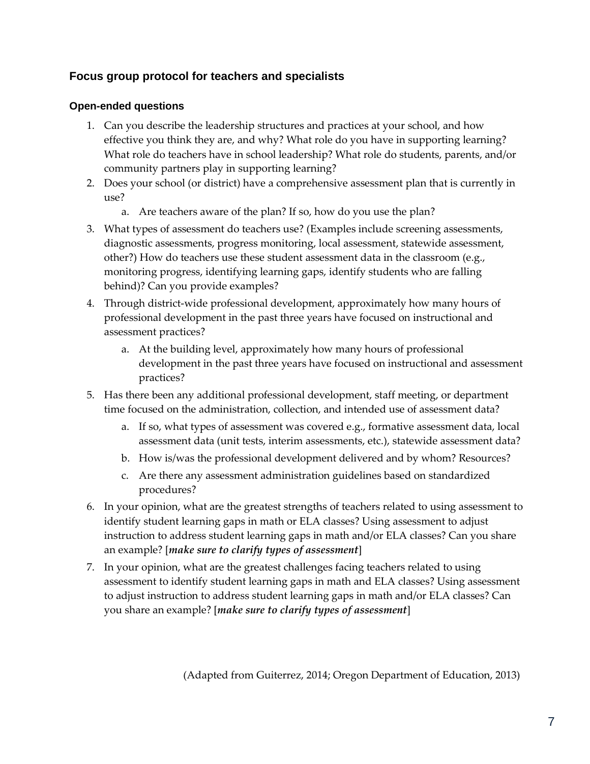## Focus group protocol for teachers and specialists

### Open-ended questions

1. Can you describe the leadership structures and practices at your school, and how effective you think they are, and why? What role do you have in supporting learning? What role do teachers have in school leadership? What role do students, parents, and/or community partners play in supporting learning?
2. Does your school (or district) have a comprehensive assessment plan that is currently in use?
   a. Are teachers aware of the plan? If so, how do you use the plan?
3. What types of assessment do teachers use? (Examples include screening assessments, diagnostic assessments, progress monitoring, local assessment, statewide assessment, other?) How do teachers use these student assessment data in the classroom (e.g., monitoring progress, identifying learning gaps, identify students who are falling behind)? Can you provide examples?
4. Through district-wide professional development, approximately how many hours of professional development in the past three years have focused on instructional and assessment practices?
   a. At the building level, approximately how many hours of professional development in the past three years have focused on instructional and assessment practices?
5. Has there been any additional professional development, staff meeting, or department time focused on the administration, collection, and intended use of assessment data?
   a. If so, what types of assessment was covered e.g., formative assessment data, local assessment data (unit tests, interim assessments, etc.), statewide assessment data?
   b. How is/was the professional development delivered and by whom? Resources?
   c. Are there any assessment administration guidelines based on standardized procedures?
6. In your opinion, what are the greatest strengths of teachers related to using assessment to identify student learning gaps in math or ELA classes? Using assessment to adjust instruction to address student learning gaps in math and/or ELA classes? Can you share an example? [***make sure to clarify types of assessment***]
7. In your opinion, what are the greatest challenges facing teachers related to using assessment to identify student learning gaps in math and ELA classes? Using assessment to adjust instruction to address student learning gaps in math and/or ELA classes? Can you share an example? [***make sure to clarify types of assessment***]

(Adapted from Guiterrez, 2014; Oregon Department of Education, 2013)